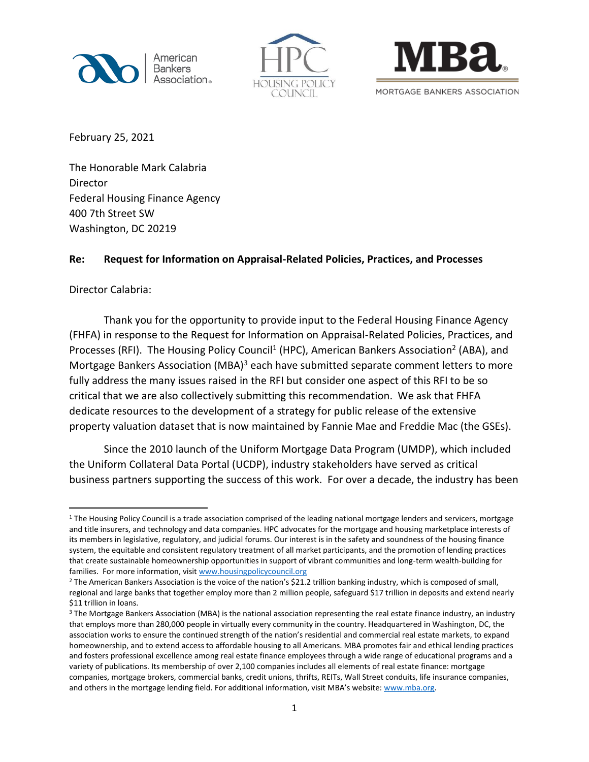American Bankers Association

HPC HOUSING POLICY COUNCIL

MBA MORTGAGE BANKERS ASSOCIATION

February 25, 2021

The Honorable Mark Calabria
Director
Federal Housing Finance Agency
400 7th Street SW
Washington, DC 20219

**Re: Request for Information on Appraisal-Related Policies, Practices, and Processes**

Director Calabria:

Thank you for the opportunity to provide input to the Federal Housing Finance Agency (FHFA) in response to the Request for Information on Appraisal-Related Policies, Practices, and Processes (RFI). The Housing Policy Council[1] (HPC), American Bankers Association[2] (ABA), and Mortgage Bankers Association (MBA)[3] each have submitted separate comment letters to more fully address the many issues raised in the RFI but consider one aspect of this RFI to be so critical that we are also collectively submitting this recommendation. We ask that FHFA dedicate resources to the development of a strategy for public release of the extensive property valuation dataset that is now maintained by Fannie Mae and Freddie Mac (the GSEs).

Since the 2010 launch of the Uniform Mortgage Data Program (UMDP), which included the Uniform Collateral Data Portal (UCDP), industry stakeholders have served as critical business partners supporting the success of this work. For over a decade, the industry has been

[1] The Housing Policy Council is a trade association comprised of the leading national mortgage lenders and servicers, mortgage and title insurers, and technology and data companies. HPC advocates for the mortgage and housing marketplace interests of its members in legislative, regulatory, and judicial forums. Our interest is in the safety and soundness of the housing finance system, the equitable and consistent regulatory treatment of all market participants, and the promotion of lending practices that create sustainable homeownership opportunities in support of vibrant communities and long-term wealth-building for families. For more information, visit www.housingpolicycouncil.org

[2] The American Bankers Association is the voice of the nation's $21.2 trillion banking industry, which is composed of small, regional and large banks that together employ more than 2 million people, safeguard $17 trillion in deposits and extend nearly $11 trillion in loans.

[3] The Mortgage Bankers Association (MBA) is the national association representing the real estate finance industry, an industry that employs more than 280,000 people in virtually every community in the country. Headquartered in Washington, DC, the association works to ensure the continued strength of the nation's residential and commercial real estate markets, to expand homeownership, and to extend access to affordable housing to all Americans. MBA promotes fair and ethical lending practices and fosters professional excellence among real estate finance employees through a wide range of educational programs and a variety of publications. Its membership of over 2,100 companies includes all elements of real estate finance: mortgage companies, mortgage brokers, commercial banks, credit unions, thrifts, REITs, Wall Street conduits, life insurance companies, and others in the mortgage lending field. For additional information, visit MBA's website: www.mba.org.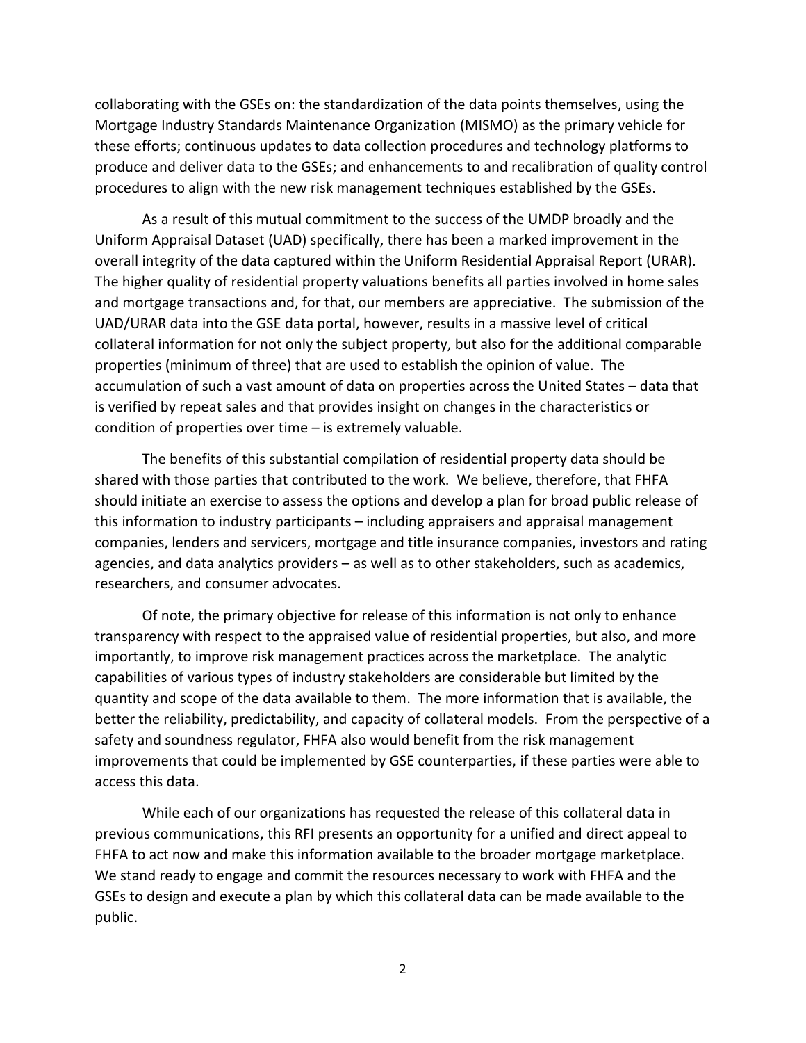collaborating with the GSEs on: the standardization of the data points themselves, using the Mortgage Industry Standards Maintenance Organization (MISMO) as the primary vehicle for these efforts; continuous updates to data collection procedures and technology platforms to produce and deliver data to the GSEs; and enhancements to and recalibration of quality control procedures to align with the new risk management techniques established by the GSEs.

As a result of this mutual commitment to the success of the UMDP broadly and the Uniform Appraisal Dataset (UAD) specifically, there has been a marked improvement in the overall integrity of the data captured within the Uniform Residential Appraisal Report (URAR). The higher quality of residential property valuations benefits all parties involved in home sales and mortgage transactions and, for that, our members are appreciative. The submission of the UAD/URAR data into the GSE data portal, however, results in a massive level of critical collateral information for not only the subject property, but also for the additional comparable properties (minimum of three) that are used to establish the opinion of value. The accumulation of such a vast amount of data on properties across the United States – data that is verified by repeat sales and that provides insight on changes in the characteristics or condition of properties over time – is extremely valuable.

The benefits of this substantial compilation of residential property data should be shared with those parties that contributed to the work. We believe, therefore, that FHFA should initiate an exercise to assess the options and develop a plan for broad public release of this information to industry participants – including appraisers and appraisal management companies, lenders and servicers, mortgage and title insurance companies, investors and rating agencies, and data analytics providers – as well as to other stakeholders, such as academics, researchers, and consumer advocates.

Of note, the primary objective for release of this information is not only to enhance transparency with respect to the appraised value of residential properties, but also, and more importantly, to improve risk management practices across the marketplace. The analytic capabilities of various types of industry stakeholders are considerable but limited by the quantity and scope of the data available to them. The more information that is available, the better the reliability, predictability, and capacity of collateral models. From the perspective of a safety and soundness regulator, FHFA also would benefit from the risk management improvements that could be implemented by GSE counterparties, if these parties were able to access this data.

While each of our organizations has requested the release of this collateral data in previous communications, this RFI presents an opportunity for a unified and direct appeal to FHFA to act now and make this information available to the broader mortgage marketplace. We stand ready to engage and commit the resources necessary to work with FHFA and the GSEs to design and execute a plan by which this collateral data can be made available to the public.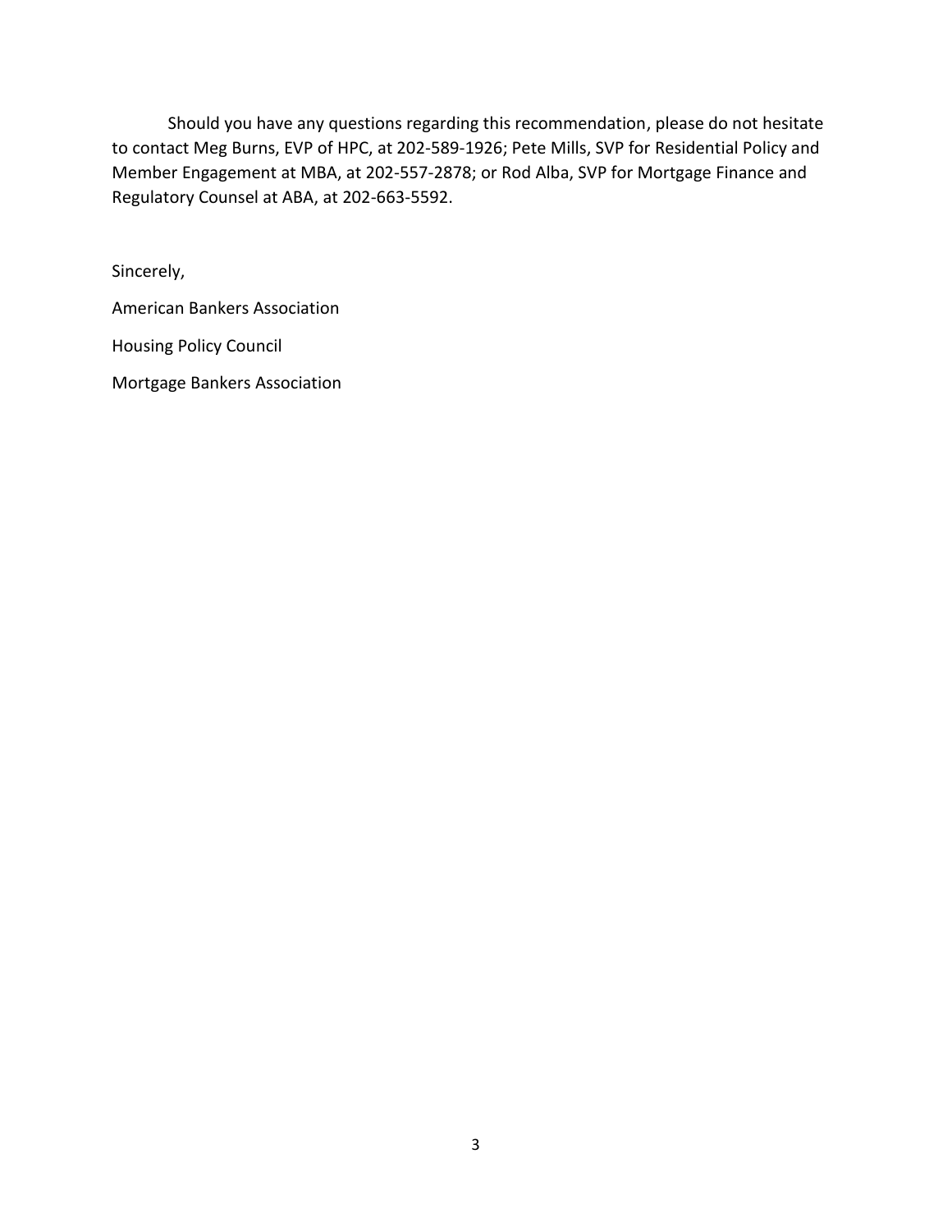Should you have any questions regarding this recommendation, please do not hesitate to contact Meg Burns, EVP of HPC, at 202-589-1926; Pete Mills, SVP for Residential Policy and Member Engagement at MBA, at 202-557-2878; or Rod Alba, SVP for Mortgage Finance and Regulatory Counsel at ABA, at 202-663-5592.

Sincerely,

American Bankers Association

Housing Policy Council

Mortgage Bankers Association